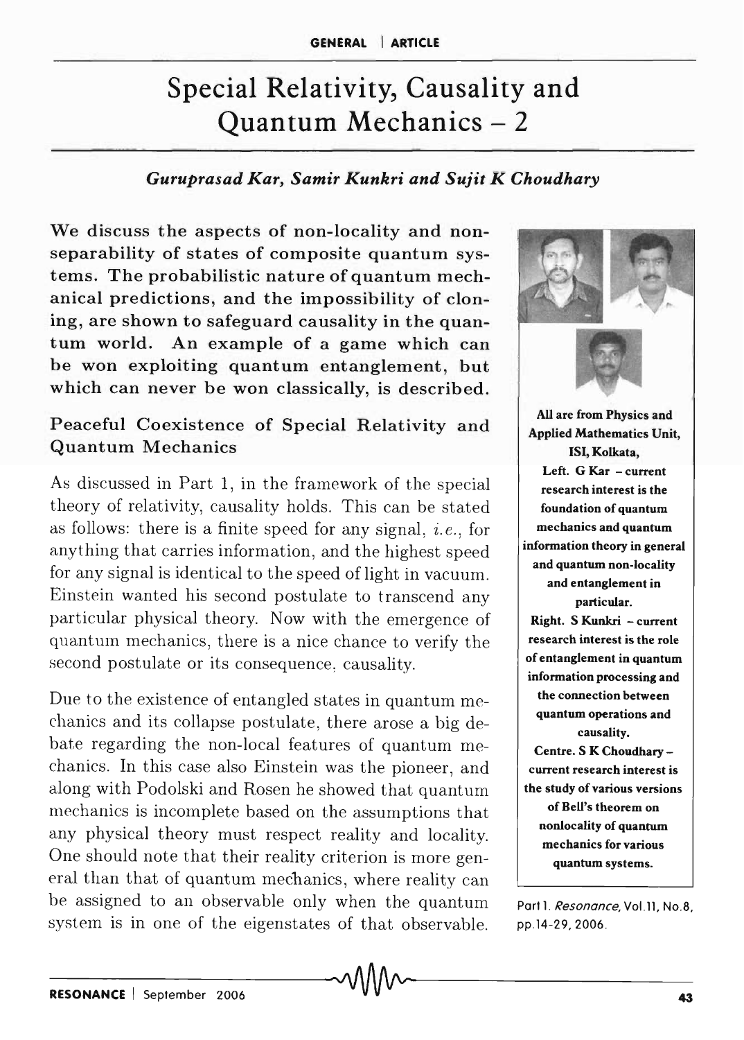# Special Relativity, Causality and Quantum Mechanics – 2

*Guruprasad Kar, Samir Kunkri and Sujit K Choudhary*

**We discuss the aspects of non-locality and non-separability of states of composite quantum systems. The probabilistic nature of quantum mechanical predictions, and the impossibility of cloning, are shown to safeguard causality in the quantum world. An example of a game which can be won exploiting quantum entanglement, but which can never be won classically, is described.**

**All are from Physics and Applied Mathematics Unit, ISI, Kolkata,**

**Left. G Kar – current research interest is the foundation of quantum mechanics and quantum information theory in general and quantum non-locality and entanglement in particular.**

**Right. S Kunkri – current research interest is the role of entanglement in quantum information processing and the connection between quantum operations and causality.**

**Centre. S K Choudhary – current research interest is the study of various versions of Bell's theorem on nonlocality of quantum mechanics for various quantum systems.**

Part 1. *Resonance*, Vol.11, No.8, pp.14-29, 2006.

## Peaceful Coexistence of Special Relativity and Quantum Mechanics

As discussed in Part 1, in the framework of the special theory of relativity, causality holds. This can be stated as follows: there is a finite speed for any signal, *i.e.*, for anything that carries information, and the highest speed for any signal is identical to the speed of light in vacuum. Einstein wanted his second postulate to transcend any particular physical theory. Now with the emergence of quantum mechanics, there is a nice chance to verify the second postulate or its consequence, causality.

Due to the existence of entangled states in quantum mechanics and its collapse postulate, there arose a big debate regarding the non-local features of quantum mechanics. In this case also Einstein was the pioneer, and along with Podolski and Rosen he showed that quantum mechanics is incomplete based on the assumptions that any physical theory must respect reality and locality. One should note that their reality criterion is more general than that of quantum mechanics, where reality can be assigned to an observable only when the quantum system is in one of the eigenstates of that observable.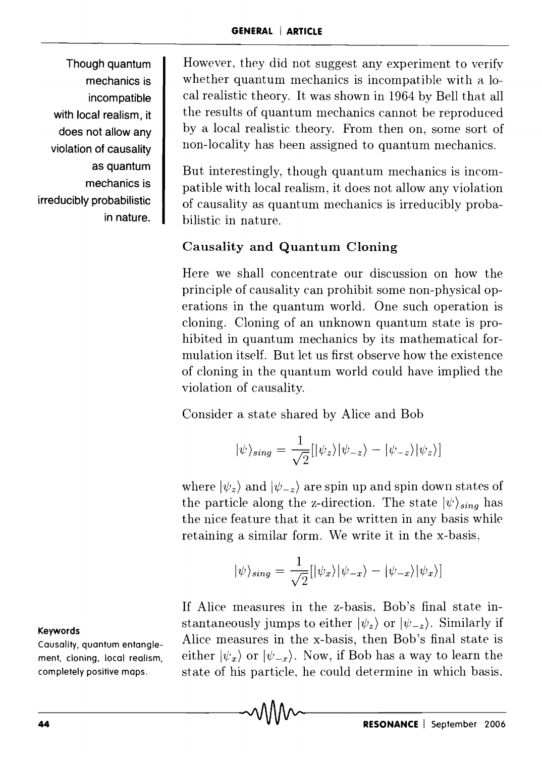However, they did not suggest any experiment to verify whether quantum mechanics is incompatible with a local realistic theory. It was shown in 1964 by Bell that all the results of quantum mechanics cannot be reproduced by a local realistic theory. From then on, some sort of non-locality has been assigned to quantum mechanics.

Though quantum mechanics is incompatible with local realism, it does not allow any violation of causality as quantum mechanics is irreducibly probabilistic in nature.

But interestingly, though quantum mechanics is incompatible with local realism, it does not allow any violation of causality as quantum mechanics is irreducibly probabilistic in nature.

### Causality and Quantum Cloning

Here we shall concentrate our discussion on how the principle of causality can prohibit some non-physical operations in the quantum world. One such operation is cloning. Cloning of an unknown quantum state is prohibited in quantum mechanics by its mathematical formulation itself. But let us first observe how the existence of cloning in the quantum world could have implied the violation of causality.

Consider a state shared by Alice and Bob

$$|\psi\rangle_{sing} = \frac{1}{\sqrt{2}}[|\psi_z\rangle|\psi_{-z}\rangle - |\psi_{-z}\rangle|\psi_z\rangle]$$

where $|\psi_z\rangle$ and $|\psi_{-z}\rangle$ are spin up and spin down states of the particle along the z-direction. The state $|\psi\rangle_{sing}$ has the nice feature that it can be written in any basis while retaining a similar form. We write it in the x-basis,

$$|\psi\rangle_{sing} = \frac{1}{\sqrt{2}}[|\psi_x\rangle|\psi_{-x}\rangle - |\psi_{-x}\rangle|\psi_x\rangle]$$

If Alice measures in the z-basis, Bob's final state instantaneously jumps to either $|\psi_z\rangle$ or $|\psi_{-z}\rangle$. Similarly if Alice measures in the x-basis, then Bob's final state is either $|\psi_x\rangle$ or $|\psi_{-x}\rangle$. Now, if Bob has a way to learn the state of his particle, he could determine in which basis,

**Keywords**

Causality, quantum entanglement, cloning, local realism, completely positive maps.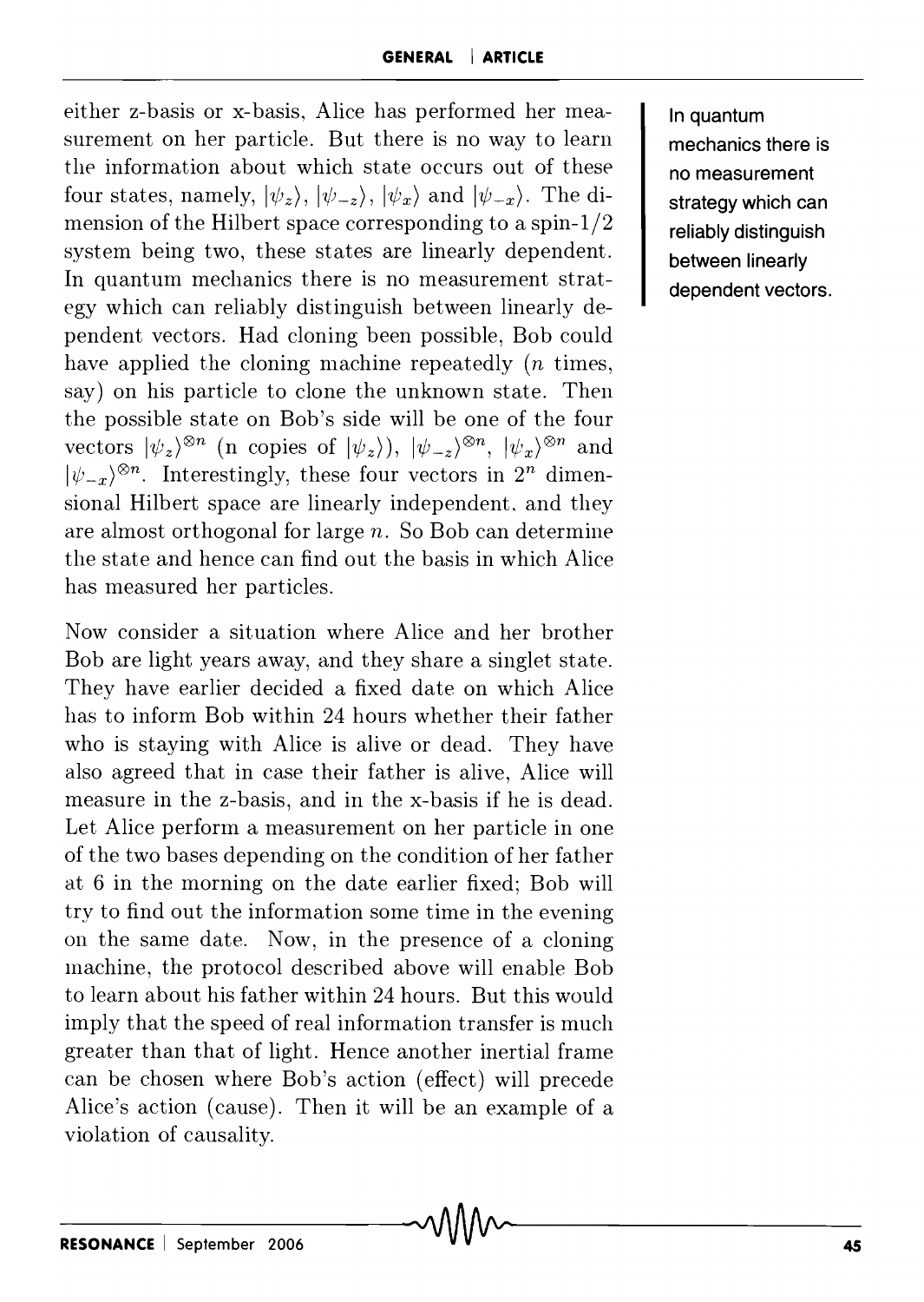either z-basis or x-basis, Alice has performed her measurement on her particle. But there is no way to learn the information about which state occurs out of these four states, namely, $|\psi_z\rangle$, $|\psi_{-z}\rangle$, $|\psi_x\rangle$ and $|\psi_{-x}\rangle$. The dimension of the Hilbert space corresponding to a spin-1/2 system being two, these states are linearly dependent. In quantum mechanics there is no measurement strategy which can reliably distinguish between linearly dependent vectors. Had cloning been possible, Bob could have applied the cloning machine repeatedly ($n$ times, say) on his particle to clone the unknown state. Then the possible state on Bob's side will be one of the four vectors $|\psi_z\rangle^{\otimes n}$ (n copies of $|\psi_z\rangle$), $|\psi_{-z}\rangle^{\otimes n}$, $|\psi_x\rangle^{\otimes n}$ and $|\psi_{-x}\rangle^{\otimes n}$. Interestingly, these four vectors in $2^n$ dimensional Hilbert space are linearly independent, and they are almost orthogonal for large $n$. So Bob can determine the state and hence can find out the basis in which Alice has measured her particles.

**In quantum mechanics there is no measurement strategy which can reliably distinguish between linearly dependent vectors.**

Now consider a situation where Alice and her brother Bob are light years away, and they share a singlet state. They have earlier decided a fixed date on which Alice has to inform Bob within 24 hours whether their father who is staying with Alice is alive or dead. They have also agreed that in case their father is alive, Alice will measure in the z-basis, and in the x-basis if he is dead. Let Alice perform a measurement on her particle in one of the two bases depending on the condition of her father at 6 in the morning on the date earlier fixed; Bob will try to find out the information some time in the evening on the same date. Now, in the presence of a cloning machine, the protocol described above will enable Bob to learn about his father within 24 hours. But this would imply that the speed of real information transfer is much greater than that of light. Hence another inertial frame can be chosen where Bob's action (effect) will precede Alice's action (cause). Then it will be an example of a violation of causality.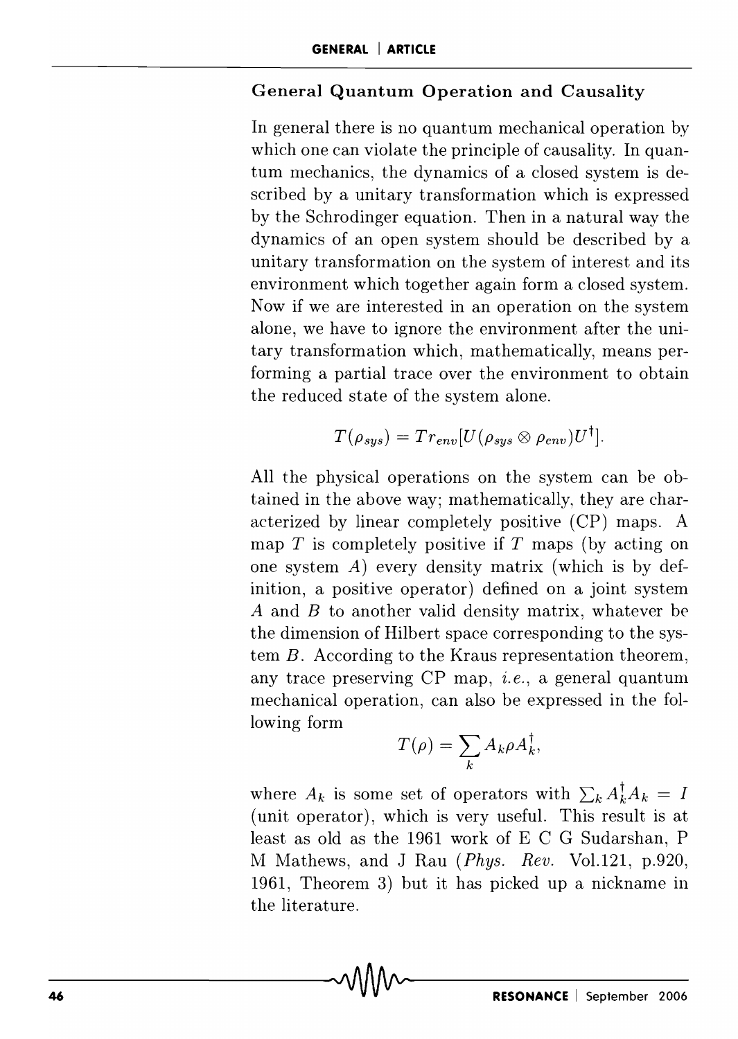### General Quantum Operation and Causality

In general there is no quantum mechanical operation by which one can violate the principle of causality. In quantum mechanics, the dynamics of a closed system is described by a unitary transformation which is expressed by the Schrodinger equation. Then in a natural way the dynamics of an open system should be described by a unitary transformation on the system of interest and its environment which together again form a closed system. Now if we are interested in an operation on the system alone, we have to ignore the environment after the unitary transformation which, mathematically, means performing a partial trace over the environment to obtain the reduced state of the system alone.

$$T(\rho_{sys}) = Tr_{env}[U(\rho_{sys} \otimes \rho_{env})U^{\dagger}].$$

All the physical operations on the system can be obtained in the above way; mathematically, they are characterized by linear completely positive (CP) maps. A map $T$ is completely positive if $T$ maps (by acting on one system $A$) every density matrix (which is by definition, a positive operator) defined on a joint system $A$ and $B$ to another valid density matrix, whatever be the dimension of Hilbert space corresponding to the system $B$. According to the Kraus representation theorem, any trace preserving CP map, *i.e.*, a general quantum mechanical operation, can also be expressed in the following form

$$T(\rho) = \sum_{k} A_k \rho A_k^{\dagger},$$

where $A_k$ is some set of operators with $\sum_k A_k^{\dagger} A_k = I$ (unit operator), which is very useful. This result is at least as old as the 1961 work of E C G Sudarshan, P M Mathews, and J Rau (*Phys. Rev.* Vol.121, p.920, 1961, Theorem 3) but it has picked up a nickname in the literature.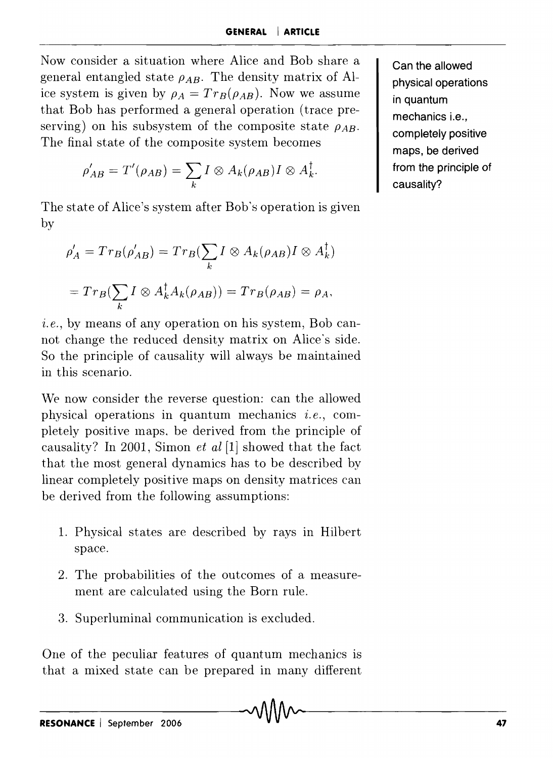Now consider a situation where Alice and Bob share a general entangled state $\rho_{AB}$. The density matrix of Alice system is given by $\rho_A = Tr_B(\rho_{AB})$. Now we assume that Bob has performed a general operation (trace preserving) on his subsystem of the composite state $\rho_{AB}$. The final state of the composite system becomes

$$\rho'_{AB} = T'(\rho_{AB}) = \sum_k I \otimes A_k(\rho_{AB}) I \otimes A_k^\dagger.$$

The state of Alice's system after Bob's operation is given by

$$\rho'_A = Tr_B(\rho'_{AB}) = Tr_B(\sum_k I \otimes A_k(\rho_{AB}) I \otimes A_k^\dagger)$$

$$= Tr_B(\sum_k I \otimes A_k^\dagger A_k(\rho_{AB})) = Tr_B(\rho_{AB}) = \rho_A,$$

*i.e.*, by means of any operation on his system, Bob cannot change the reduced density matrix on Alice's side. So the principle of causality will always be maintained in this scenario.

Can the allowed physical operations in quantum mechanics i.e., completely positive maps, be derived from the principle of causality?

We now consider the reverse question: can the allowed physical operations in quantum mechanics *i.e.*, completely positive maps, be derived from the principle of causality? In 2001, Simon *et al* [1] showed that the fact that the most general dynamics has to be described by linear completely positive maps on density matrices can be derived from the following assumptions:

1. Physical states are described by rays in Hilbert space.
2. The probabilities of the outcomes of a measurement are calculated using the Born rule.
3. Superluminal communication is excluded.

One of the peculiar features of quantum mechanics is that a mixed state can be prepared in many different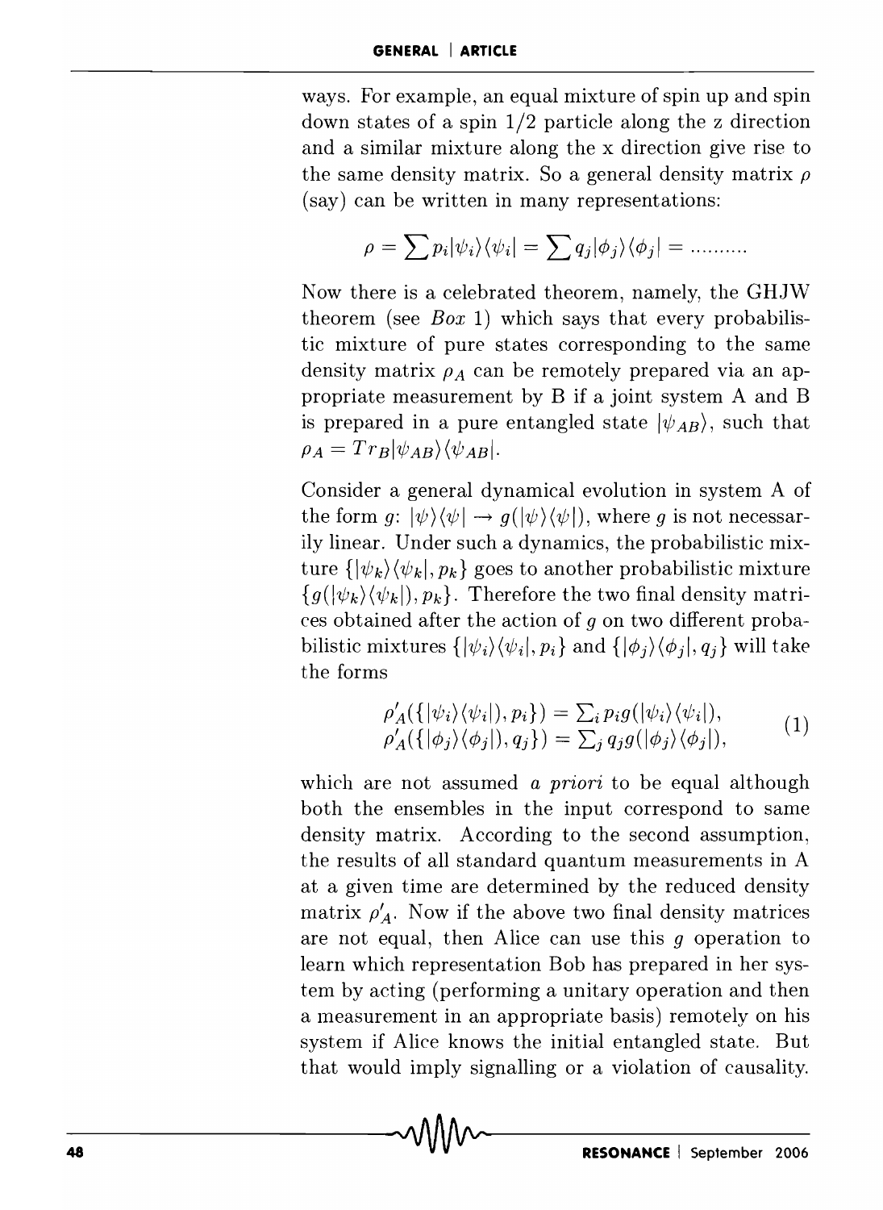ways. For example, an equal mixture of spin up and spin down states of a spin 1/2 particle along the z direction and a similar mixture along the x direction give rise to the same density matrix. So a general density matrix $\rho$ (say) can be written in many representations:

$$\rho = \sum p_i |\psi_i\rangle\langle\psi_i| = \sum q_j |\phi_j\rangle\langle\phi_j| = \ldots\ldots\ldots$$

Now there is a celebrated theorem, namely, the GHJW theorem (see *Box* 1) which says that every probabilistic mixture of pure states corresponding to the same density matrix $\rho_A$ can be remotely prepared via an appropriate measurement by B if a joint system A and B is prepared in a pure entangled state $|\psi_{AB}\rangle$, such that $\rho_A = Tr_B |\psi_{AB}\rangle\langle\psi_{AB}|$.

Consider a general dynamical evolution in system A of the form $g$: $|\psi\rangle\langle\psi| \to g(|\psi\rangle\langle\psi|)$, where $g$ is not necessarily linear. Under such a dynamics, the probabilistic mixture $\{|\psi_k\rangle\langle\psi_k|, p_k\}$ goes to another probabilistic mixture $\{g(|\psi_k\rangle\langle\psi_k|), p_k\}$. Therefore the two final density matrices obtained after the action of $g$ on two different probabilistic mixtures $\{|\psi_i\rangle\langle\psi_i|, p_i\}$ and $\{|\phi_j\rangle\langle\phi_j|, q_j\}$ will take the forms

$$\begin{aligned} \rho'_A(\{|\psi_i\rangle\langle\psi_i|\}, p_i\}) &= \textstyle\sum_i p_i g(|\psi_i\rangle\langle\psi_i|), \\ \rho'_A(\{|\phi_j\rangle\langle\phi_j|\}, q_j\}) &= \textstyle\sum_j q_j g(|\phi_j\rangle\langle\phi_j|), \end{aligned} \tag{1}$$

which are not assumed *a priori* to be equal although both the ensembles in the input correspond to same density matrix. According to the second assumption, the results of all standard quantum measurements in A at a given time are determined by the reduced density matrix $\rho'_A$. Now if the above two final density matrices are not equal, then Alice can use this $g$ operation to learn which representation Bob has prepared in her system by acting (performing a unitary operation and then a measurement in an appropriate basis) remotely on his system if Alice knows the initial entangled state. But that would imply signalling or a violation of causality.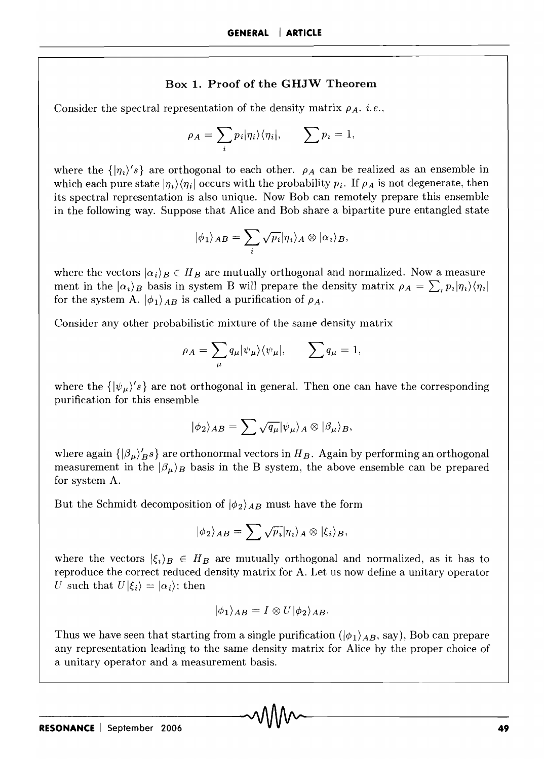### Box 1. Proof of the GHJW Theorem

Consider the spectral representation of the density matrix $\rho_A$. *i.e.*,

$$\rho_A = \sum_i p_i |\eta_i\rangle\langle\eta_i|, \qquad \sum p_i = 1,$$

where the $\{|\eta_i\rangle's\}$ are orthogonal to each other. $\rho_A$ can be realized as an ensemble in which each pure state $|\eta_i\rangle\langle\eta_i|$ occurs with the probability $p_i$. If $\rho_A$ is not degenerate, then its spectral representation is also unique. Now Bob can remotely prepare this ensemble in the following way. Suppose that Alice and Bob share a bipartite pure entangled state

$$|\phi_1\rangle_{AB} = \sum_i \sqrt{p_i}|\eta_i\rangle_A \otimes |\alpha_i\rangle_B,$$

where the vectors $|\alpha_i\rangle_B \in H_B$ are mutually orthogonal and normalized. Now a measurement in the $|\alpha_i\rangle_B$ basis in system B will prepare the density matrix $\rho_A = \sum_i p_i |\eta_i\rangle\langle\eta_i|$ for the system A. $|\phi_1\rangle_{AB}$ is called a purification of $\rho_A$.

Consider any other probabilistic mixture of the same density matrix

$$\rho_A = \sum_\mu q_\mu |\psi_\mu\rangle\langle\psi_\mu|, \qquad \sum q_\mu = 1,$$

where the $\{|\psi_\mu\rangle's\}$ are not orthogonal in general. Then one can have the corresponding purification for this ensemble

$$|\phi_2\rangle_{AB} = \sum \sqrt{q_\mu}|\psi_\mu\rangle_A \otimes |\beta_\mu\rangle_B,$$

where again $\{|\beta_\mu\rangle'_B s\}$ are orthonormal vectors in $H_B$. Again by performing an orthogonal measurement in the $|\beta_\mu\rangle_B$ basis in the B system, the above ensemble can be prepared for system A.

But the Schmidt decomposition of $|\phi_2\rangle_{AB}$ must have the form

$$|\phi_2\rangle_{AB} = \sum \sqrt{p_i}|\eta_i\rangle_A \otimes |\xi_i\rangle_B,$$

where the vectors $|\xi_i\rangle_B \in H_B$ are mutually orthogonal and normalized, as it has to reproduce the correct reduced density matrix for A. Let us now define a unitary operator $U$ such that $U|\xi_i\rangle = |\alpha_i\rangle$: then

$$|\phi_1\rangle_{AB} = I \otimes U|\phi_2\rangle_{AB}.$$

Thus we have seen that starting from a single purification ($|\phi_1\rangle_{AB}$, say), Bob can prepare any representation leading to the same density matrix for Alice by the proper choice of a unitary operator and a measurement basis.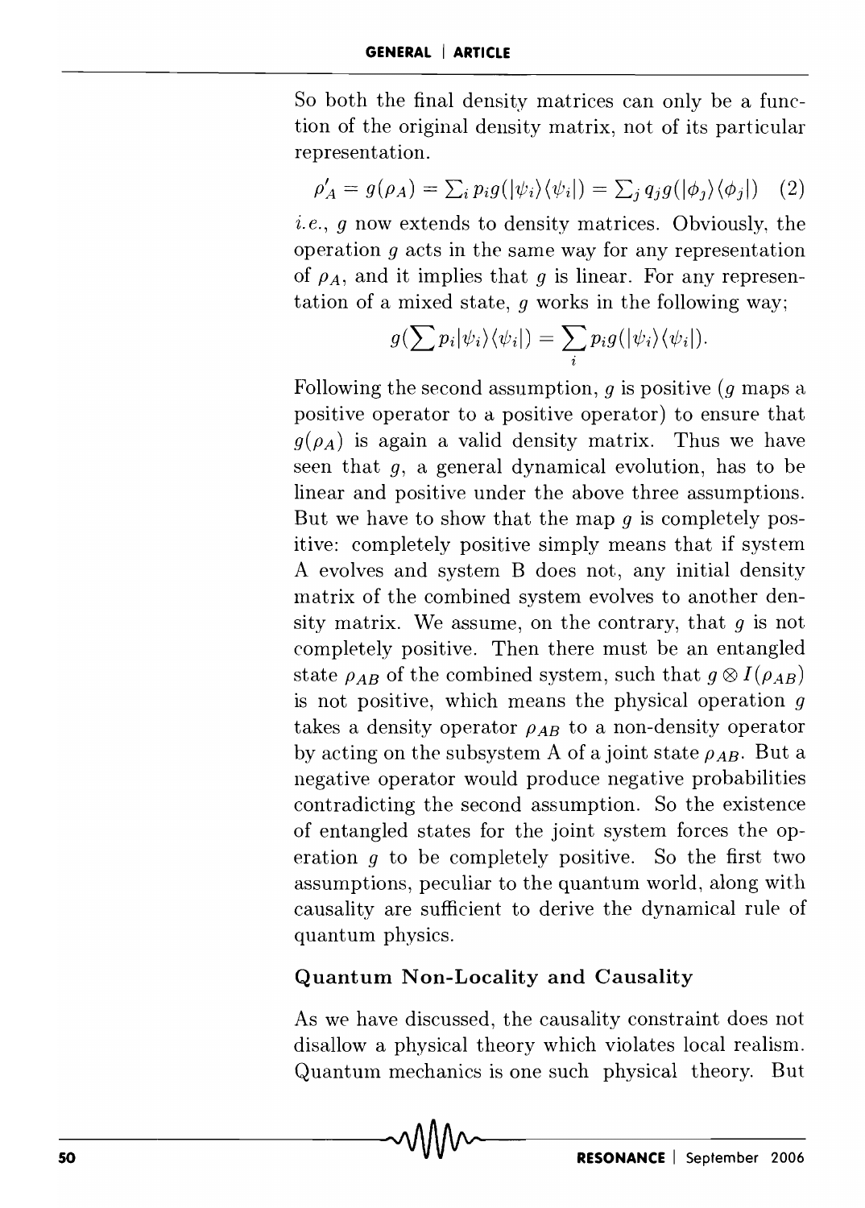So both the final density matrices can only be a function of the original density matrix, not of its particular representation.

$$\rho'_A = g(\rho_A) = \sum_i p_i g(|\psi_i\rangle\langle\psi_i|) = \sum_j q_j g(|\phi_j\rangle\langle\phi_j|) \quad (2)$$

*i.e.*, $g$ now extends to density matrices. Obviously, the operation $g$ acts in the same way for any representation of $\rho_A$, and it implies that $g$ is linear. For any representation of a mixed state, $g$ works in the following way;

$$g(\sum p_i|\psi_i\rangle\langle\psi_i|) = \sum_i p_i g(|\psi_i\rangle\langle\psi_i|).$$

Following the second assumption, $g$ is positive ($g$ maps a positive operator to a positive operator) to ensure that $g(\rho_A)$ is again a valid density matrix. Thus we have seen that $g$, a general dynamical evolution, has to be linear and positive under the above three assumptions. But we have to show that the map $g$ is completely positive: completely positive simply means that if system A evolves and system B does not, any initial density matrix of the combined system evolves to another density matrix. We assume, on the contrary, that $g$ is not completely positive. Then there must be an entangled state $\rho_{AB}$ of the combined system, such that $g \otimes I(\rho_{AB})$ is not positive, which means the physical operation $g$ takes a density operator $\rho_{AB}$ to a non-density operator by acting on the subsystem A of a joint state $\rho_{AB}$. But a negative operator would produce negative probabilities contradicting the second assumption. So the existence of entangled states for the joint system forces the operation $g$ to be completely positive. So the first two assumptions, peculiar to the quantum world, along with causality are sufficient to derive the dynamical rule of quantum physics.

## Quantum Non-Locality and Causality

As we have discussed, the causality constraint does not disallow a physical theory which violates local realism. Quantum mechanics is one such physical theory. But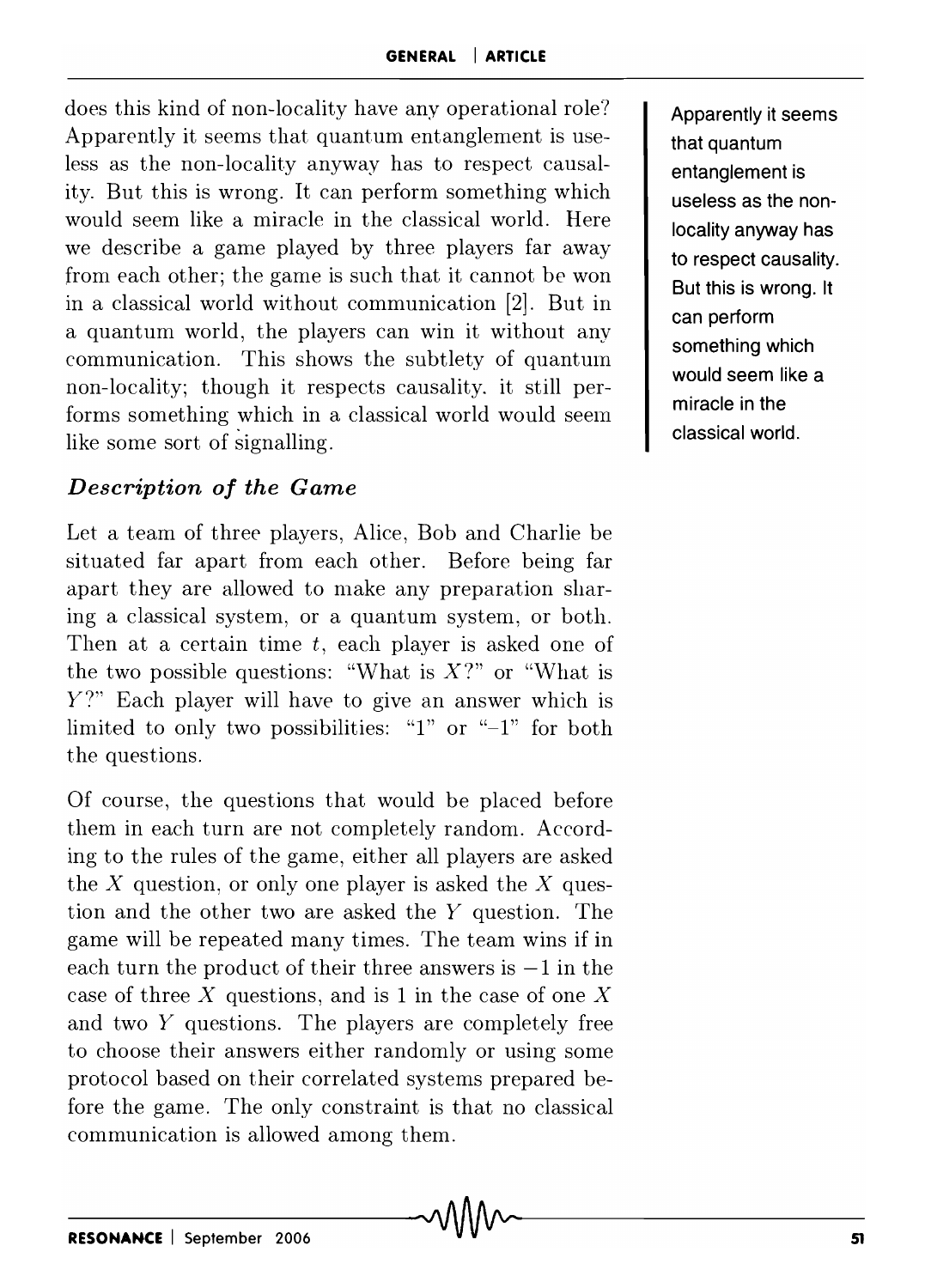does this kind of non-locality have any operational role? Apparently it seems that quantum entanglement is useless as the non-locality anyway has to respect causality. But this is wrong. It can perform something which would seem like a miracle in the classical world. Here we describe a game played by three players far away from each other; the game is such that it cannot be won in a classical world without communication [2]. But in a quantum world, the players can win it without any communication. This shows the subtlety of quantum non-locality; though it respects causality, it still performs something which in a classical world would seem like some sort of signalling.

Apparently it seems that quantum entanglement is useless as the non-locality anyway has to respect causality. But this is wrong. It can perform something which would seem like a miracle in the classical world.

### *Description of the Game*

Let a team of three players, Alice, Bob and Charlie be situated far apart from each other. Before being far apart they are allowed to make any preparation sharing a classical system, or a quantum system, or both. Then at a certain time $t$, each player is asked one of the two possible questions: "What is $X$?" or "What is $Y$?" Each player will have to give an answer which is limited to only two possibilities: "1" or "$-1$" for both the questions.

Of course, the questions that would be placed before them in each turn are not completely random. According to the rules of the game, either all players are asked the $X$ question, or only one player is asked the $X$ question and the other two are asked the $Y$ question. The game will be repeated many times. The team wins if in each turn the product of their three answers is $-1$ in the case of three $X$ questions, and is 1 in the case of one $X$ and two $Y$ questions. The players are completely free to choose their answers either randomly or using some protocol based on their correlated systems prepared before the game. The only constraint is that no classical communication is allowed among them.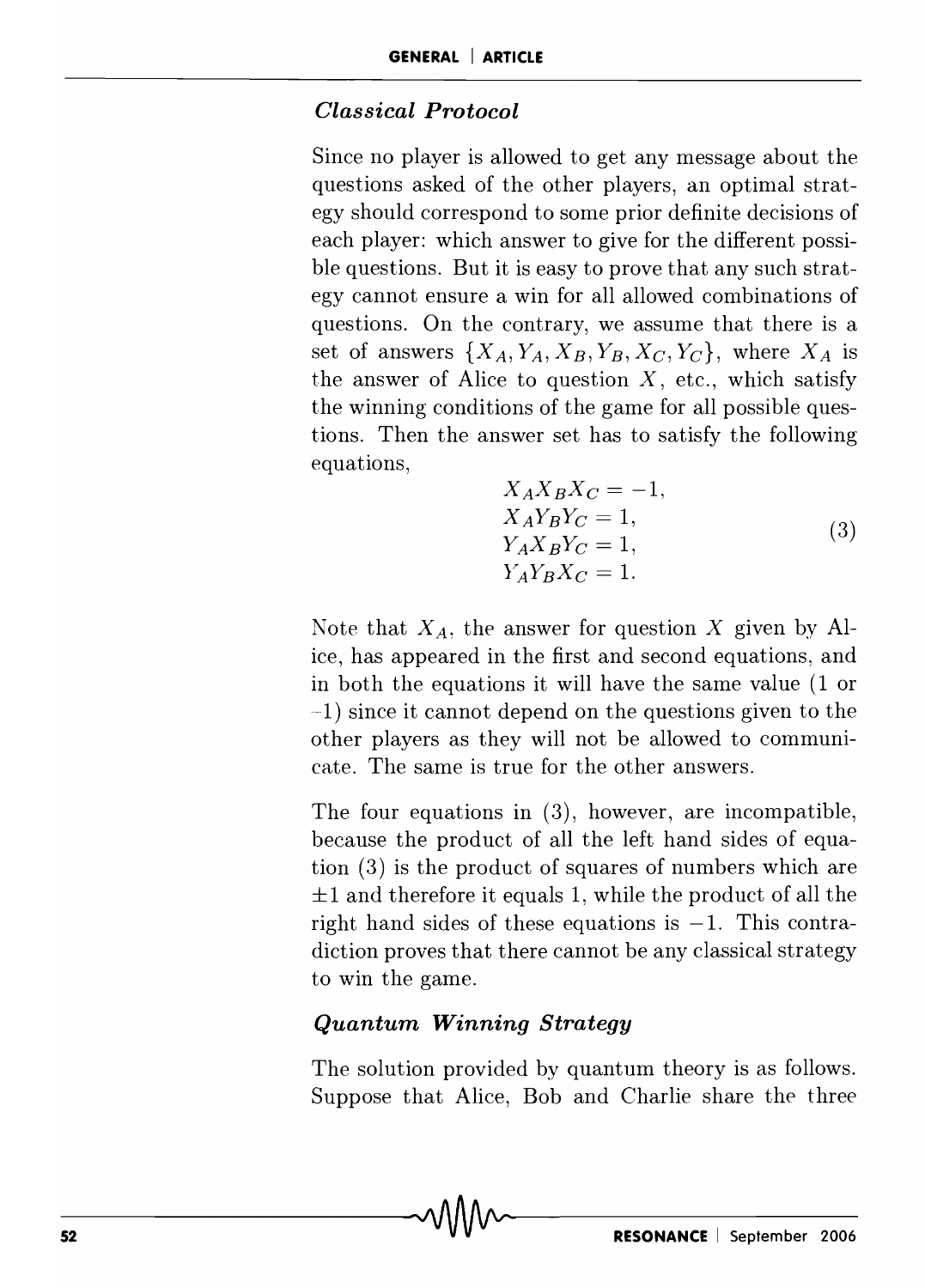### *Classical Protocol*

Since no player is allowed to get any message about the questions asked of the other players, an optimal strategy should correspond to some prior definite decisions of each player: which answer to give for the different possible questions. But it is easy to prove that any such strategy cannot ensure a win for all allowed combinations of questions. On the contrary, we assume that there is a set of answers $\{X_A, Y_A, X_B, Y_B, X_C, Y_C\}$, where $X_A$ is the answer of Alice to question $X$, etc., which satisfy the winning conditions of the game for all possible questions. Then the answer set has to satisfy the following equations,

$$\begin{aligned} X_A X_B X_C &= -1, \\ X_A Y_B Y_C &= 1, \\ Y_A X_B Y_C &= 1, \\ Y_A Y_B X_C &= 1. \end{aligned} \tag{3}$$

Note that $X_A$, the answer for question $X$ given by Alice, has appeared in the first and second equations, and in both the equations it will have the same value (1 or $-1$) since it cannot depend on the questions given to the other players as they will not be allowed to communicate. The same is true for the other answers.

The four equations in (3), however, are incompatible, because the product of all the left hand sides of equation (3) is the product of squares of numbers which are $\pm 1$ and therefore it equals 1, while the product of all the right hand sides of these equations is $-1$. This contradiction proves that there cannot be any classical strategy to win the game.

### *Quantum Winning Strategy*

The solution provided by quantum theory is as follows. Suppose that Alice, Bob and Charlie share the three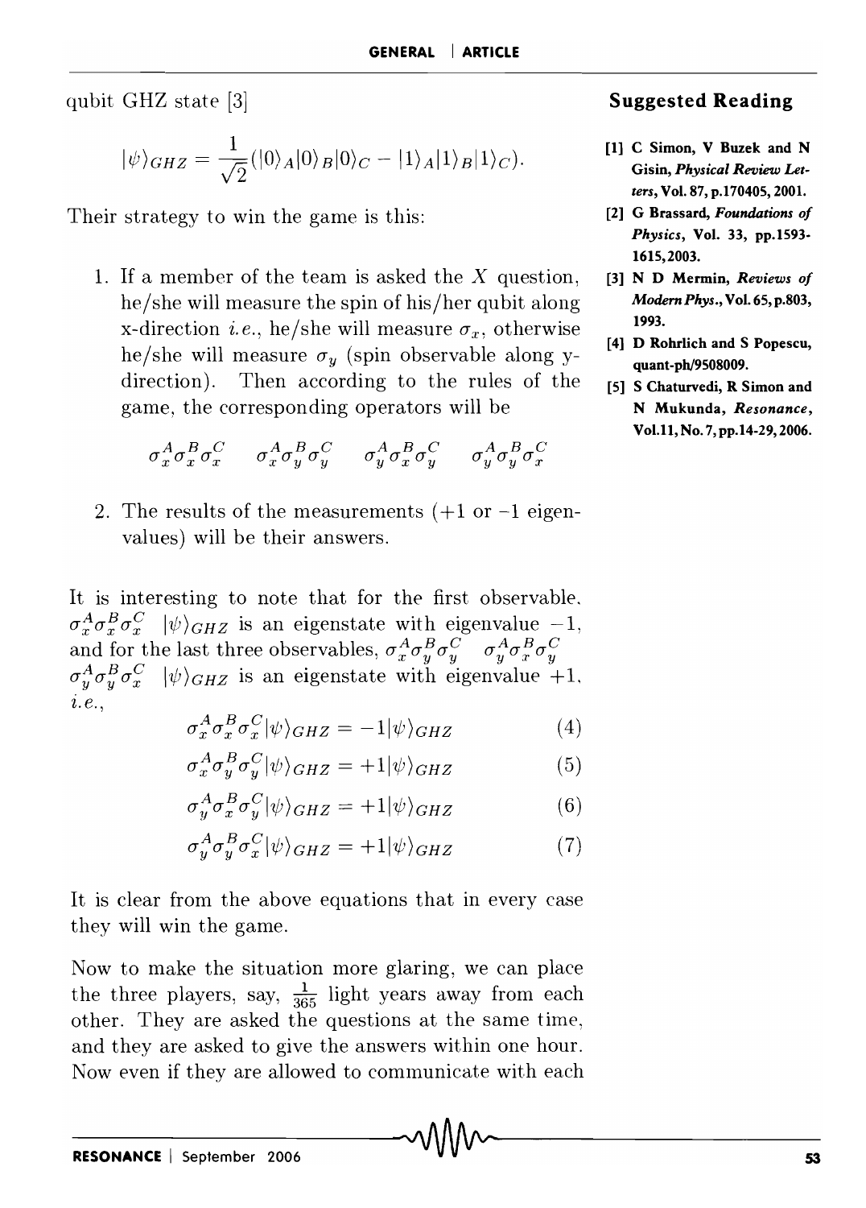qubit GHZ state [3]

$$|\psi\rangle_{GHZ} = \frac{1}{\sqrt{2}}(|0\rangle_A|0\rangle_B|0\rangle_C - |1\rangle_A|1\rangle_B|1\rangle_C).$$

Their strategy to win the game is this:

1. If a member of the team is asked the $X$ question, he/she will measure the spin of his/her qubit along x-direction *i.e.*, he/she will measure $\sigma_x$, otherwise he/she will measure $\sigma_y$ (spin observable along y-direction). Then according to the rules of the game, the corresponding operators will be

$$\sigma_x^A\sigma_x^B\sigma_x^C \quad \sigma_x^A\sigma_y^B\sigma_y^C \quad \sigma_y^A\sigma_x^B\sigma_y^C \quad \sigma_y^A\sigma_y^B\sigma_x^C$$

2. The results of the measurements (+1 or −1 eigenvalues) will be their answers.

It is interesting to note that for the first observable, $\sigma_x^A\sigma_x^B\sigma_x^C$ $|\psi\rangle_{GHZ}$ is an eigenstate with eigenvalue −1, and for the last three observables, $\sigma_x^A\sigma_y^B\sigma_y^C$ $\sigma_y^A\sigma_x^B\sigma_y^C$ $\sigma_y^A\sigma_y^B\sigma_x^C$ $|\psi\rangle_{GHZ}$ is an eigenstate with eigenvalue +1, *i.e.*,

$$\sigma_x^A\sigma_x^B\sigma_x^C|\psi\rangle_{GHZ} = -1|\psi\rangle_{GHZ} \tag{4}$$

$$\sigma_x^A\sigma_y^B\sigma_y^C|\psi\rangle_{GHZ} = +1|\psi\rangle_{GHZ} \tag{5}$$

$$\sigma_y^A\sigma_x^B\sigma_y^C|\psi\rangle_{GHZ} = +1|\psi\rangle_{GHZ} \tag{6}$$

$$\sigma_y^A\sigma_y^B\sigma_x^C|\psi\rangle_{GHZ} = +1|\psi\rangle_{GHZ} \tag{7}$$

It is clear from the above equations that in every case they will win the game.

Now to make the situation more glaring, we can place the three players, say, $\frac{1}{365}$ light years away from each other. They are asked the questions at the same time, and they are asked to give the answers within one hour. Now even if they are allowed to communicate with each

## Suggested Reading

- [1] C Simon, V Buzek and N Gisin, *Physical Review Letters*, Vol. 87, p.170405, 2001.
- [2] G Brassard, *Foundations of Physics*, Vol. 33, pp.1593-1615, 2003.
- [3] N D Mermin, *Reviews of Modern Phys.*, Vol. 65, p.803, 1993.
- [4] D Rohrlich and S Popescu, quant-ph/9508009.
- [5] S Chaturvedi, R Simon and N Mukunda, *Resonance*, Vol.11, No.7, pp.14-29, 2006.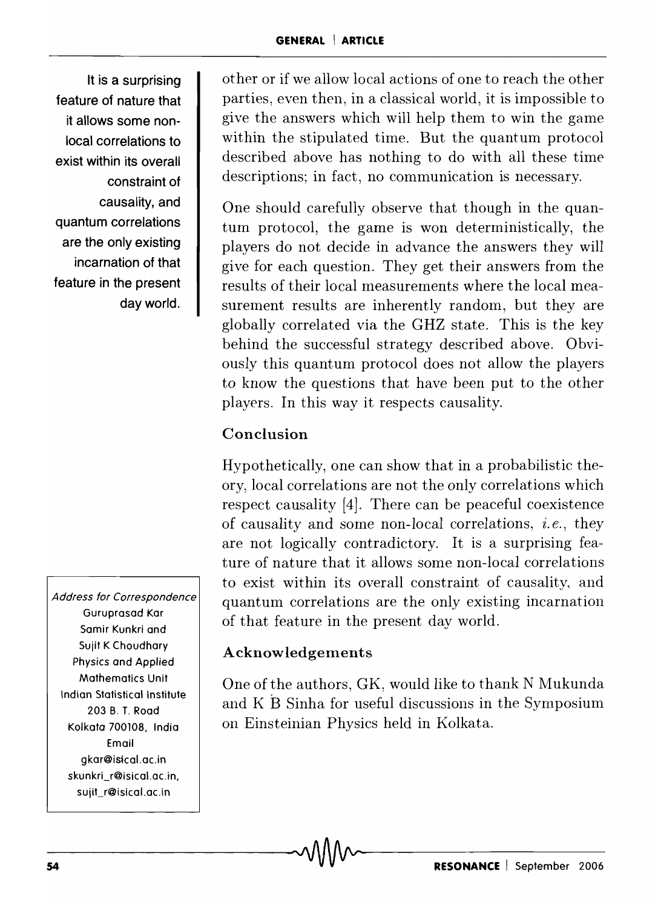other or if we allow local actions of one to reach the other parties, even then, in a classical world, it is impossible to give the answers which will help them to win the game within the stipulated time. But the quantum protocol described above has nothing to do with all these time descriptions; in fact, no communication is necessary.

One should carefully observe that though in the quantum protocol, the game is won deterministically, the players do not decide in advance the answers they will give for each question. They get their answers from the results of their local measurements where the local measurement results are inherently random, but they are globally correlated via the GHZ state. This is the key behind the successful strategy described above. Obviously this quantum protocol does not allow the players to know the questions that have been put to the other players. In this way it respects causality.

> It is a surprising feature of nature that it allows some non-local correlations to exist within its overall constraint of causality, and quantum correlations are the only existing incarnation of that feature in the present day world.

## Conclusion

Hypothetically, one can show that in a probabilistic theory, local correlations are not the only correlations which respect causality [4]. There can be peaceful coexistence of causality and some non-local correlations, *i.e.*, they are not logically contradictory. It is a surprising feature of nature that it allows some non-local correlations to exist within its overall constraint of causality, and quantum correlations are the only existing incarnation of that feature in the present day world.

## Acknowledgements

One of the authors, GK, would like to thank N Mukunda and K B Sinha for useful discussions in the Symposium on Einsteinian Physics held in Kolkata.

*Address for Correspondence*
Guruprasad Kar
Samir Kunkri and
Sujit K Choudhary
Physics and Applied Mathematics Unit
Indian Statistical Institute
203 B. T. Road
Kolkata 700108, India
Email
gkar@isical.ac.in
skunkri_r@isical.ac.in,
sujit_r@isical.ac.in